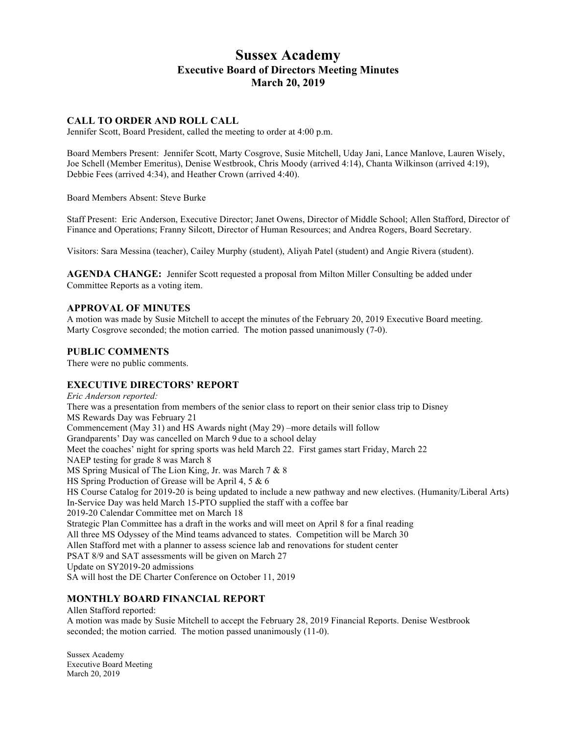# Sussex Academy
## Executive Board of Directors Meeting Minutes
## March 20, 2019

### CALL TO ORDER AND ROLL CALL

Jennifer Scott, Board President, called the meeting to order at 4:00 p.m.

Board Members Present: Jennifer Scott, Marty Cosgrove, Susie Mitchell, Uday Jani, Lance Manlove, Lauren Wisely, Joe Schell (Member Emeritus), Denise Westbrook, Chris Moody (arrived 4:14), Chanta Wilkinson (arrived 4:19), Debbie Fees (arrived 4:34), and Heather Crown (arrived 4:40).

Board Members Absent: Steve Burke

Staff Present: Eric Anderson, Executive Director; Janet Owens, Director of Middle School; Allen Stafford, Director of Finance and Operations; Franny Silcott, Director of Human Resources; and Andrea Rogers, Board Secretary.

Visitors: Sara Messina (teacher), Cailey Murphy (student), Aliyah Patel (student) and Angie Rivera (student).

**AGENDA CHANGE:** Jennifer Scott requested a proposal from Milton Miller Consulting be added under Committee Reports as a voting item.

### APPROVAL OF MINUTES

A motion was made by Susie Mitchell to accept the minutes of the February 20, 2019 Executive Board meeting. Marty Cosgrove seconded; the motion carried. The motion passed unanimously (7-0).

### PUBLIC COMMENTS

There were no public comments.

### EXECUTIVE DIRECTORS' REPORT

*Eric Anderson reported:*

There was a presentation from members of the senior class to report on their senior class trip to Disney
MS Rewards Day was February 21
Commencement (May 31) and HS Awards night (May 29) –more details will follow
Grandparents' Day was cancelled on March 9 due to a school delay
Meet the coaches' night for spring sports was held March 22. First games start Friday, March 22
NAEP testing for grade 8 was March 8
MS Spring Musical of The Lion King, Jr. was March 7 & 8
HS Spring Production of Grease will be April 4, 5 & 6
HS Course Catalog for 2019-20 is being updated to include a new pathway and new electives. (Humanity/Liberal Arts)
In-Service Day was held March 15-PTO supplied the staff with a coffee bar
2019-20 Calendar Committee met on March 18
Strategic Plan Committee has a draft in the works and will meet on April 8 for a final reading
All three MS Odyssey of the Mind teams advanced to states. Competition will be March 30
Allen Stafford met with a planner to assess science lab and renovations for student center
PSAT 8/9 and SAT assessments will be given on March 27
Update on SY2019-20 admissions
SA will host the DE Charter Conference on October 11, 2019

### MONTHLY BOARD FINANCIAL REPORT

Allen Stafford reported:
A motion was made by Susie Mitchell to accept the February 28, 2019 Financial Reports. Denise Westbrook seconded; the motion carried. The motion passed unanimously (11-0).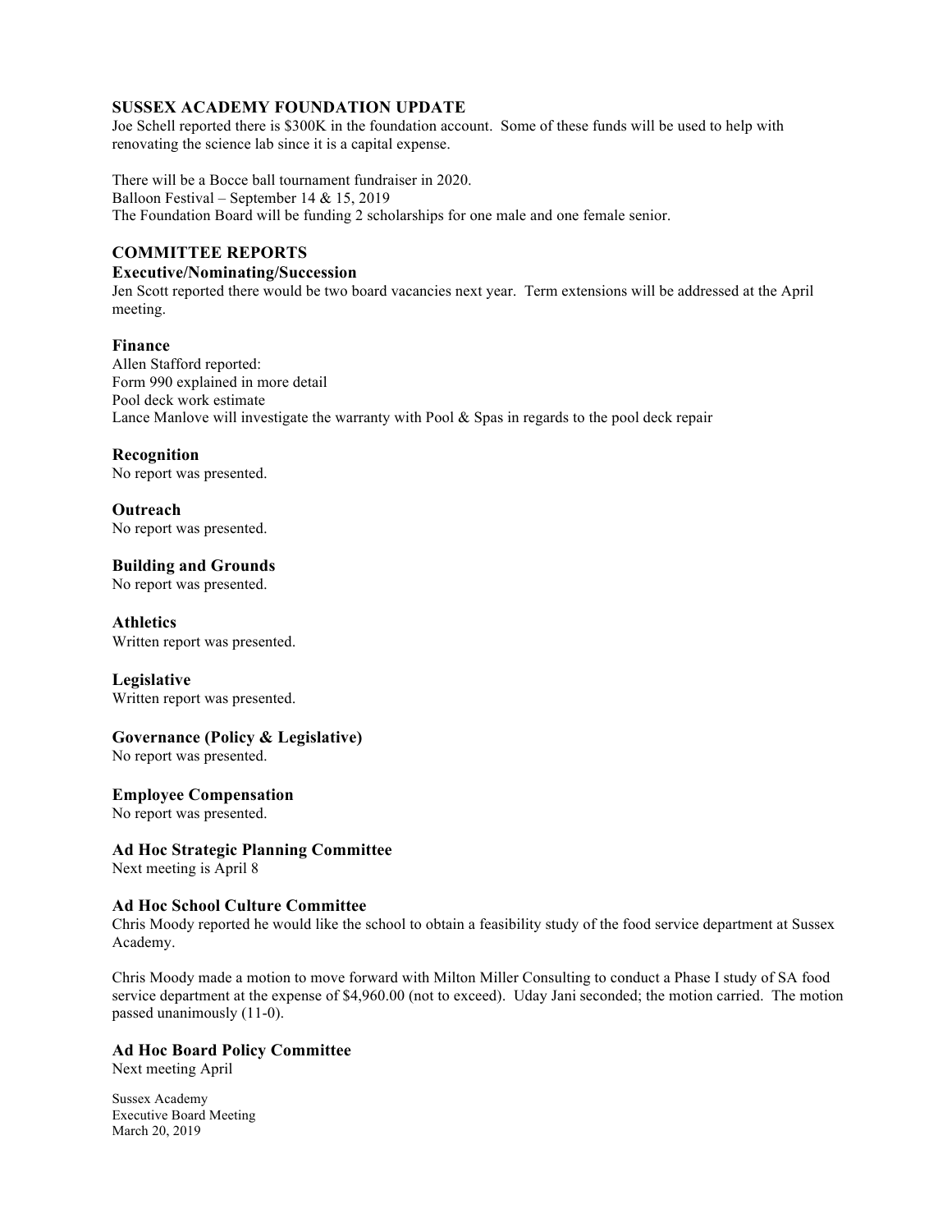## SUSSEX ACADEMY FOUNDATION UPDATE

Joe Schell reported there is $300K in the foundation account. Some of these funds will be used to help with renovating the science lab since it is a capital expense.

There will be a Bocce ball tournament fundraiser in 2020.
Balloon Festival – September 14 & 15, 2019
The Foundation Board will be funding 2 scholarships for one male and one female senior.

## COMMITTEE REPORTS

### Executive/Nominating/Succession

Jen Scott reported there would be two board vacancies next year. Term extensions will be addressed at the April meeting.

### Finance

Allen Stafford reported:
Form 990 explained in more detail
Pool deck work estimate
Lance Manlove will investigate the warranty with Pool & Spas in regards to the pool deck repair

### Recognition

No report was presented.

### Outreach

No report was presented.

### Building and Grounds

No report was presented.

### Athletics

Written report was presented.

### Legislative

Written report was presented.

### Governance (Policy & Legislative)

No report was presented.

### Employee Compensation

No report was presented.

### Ad Hoc Strategic Planning Committee

Next meeting is April 8

### Ad Hoc School Culture Committee

Chris Moody reported he would like the school to obtain a feasibility study of the food service department at Sussex Academy.

Chris Moody made a motion to move forward with Milton Miller Consulting to conduct a Phase I study of SA food service department at the expense of $4,960.00 (not to exceed). Uday Jani seconded; the motion carried. The motion passed unanimously (11-0).

### Ad Hoc Board Policy Committee

Next meeting April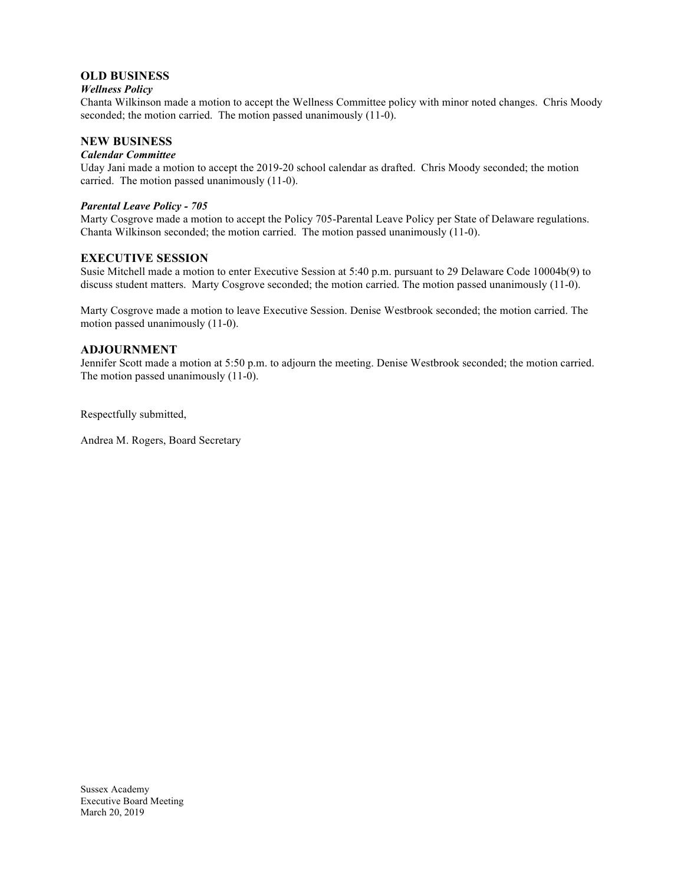## OLD BUSINESS

***Wellness Policy***

Chanta Wilkinson made a motion to accept the Wellness Committee policy with minor noted changes. Chris Moody seconded; the motion carried. The motion passed unanimously (11-0).

## NEW BUSINESS

***Calendar Committee***

Uday Jani made a motion to accept the 2019-20 school calendar as drafted. Chris Moody seconded; the motion carried. The motion passed unanimously (11-0).

***Parental Leave Policy - 705***

Marty Cosgrove made a motion to accept the Policy 705-Parental Leave Policy per State of Delaware regulations. Chanta Wilkinson seconded; the motion carried. The motion passed unanimously (11-0).

## EXECUTIVE SESSION

Susie Mitchell made a motion to enter Executive Session at 5:40 p.m. pursuant to 29 Delaware Code 10004b(9) to discuss student matters. Marty Cosgrove seconded; the motion carried. The motion passed unanimously (11-0).

Marty Cosgrove made a motion to leave Executive Session. Denise Westbrook seconded; the motion carried. The motion passed unanimously (11-0).

## ADJOURNMENT

Jennifer Scott made a motion at 5:50 p.m. to adjourn the meeting. Denise Westbrook seconded; the motion carried. The motion passed unanimously (11-0).

Respectfully submitted,

Andrea M. Rogers, Board Secretary